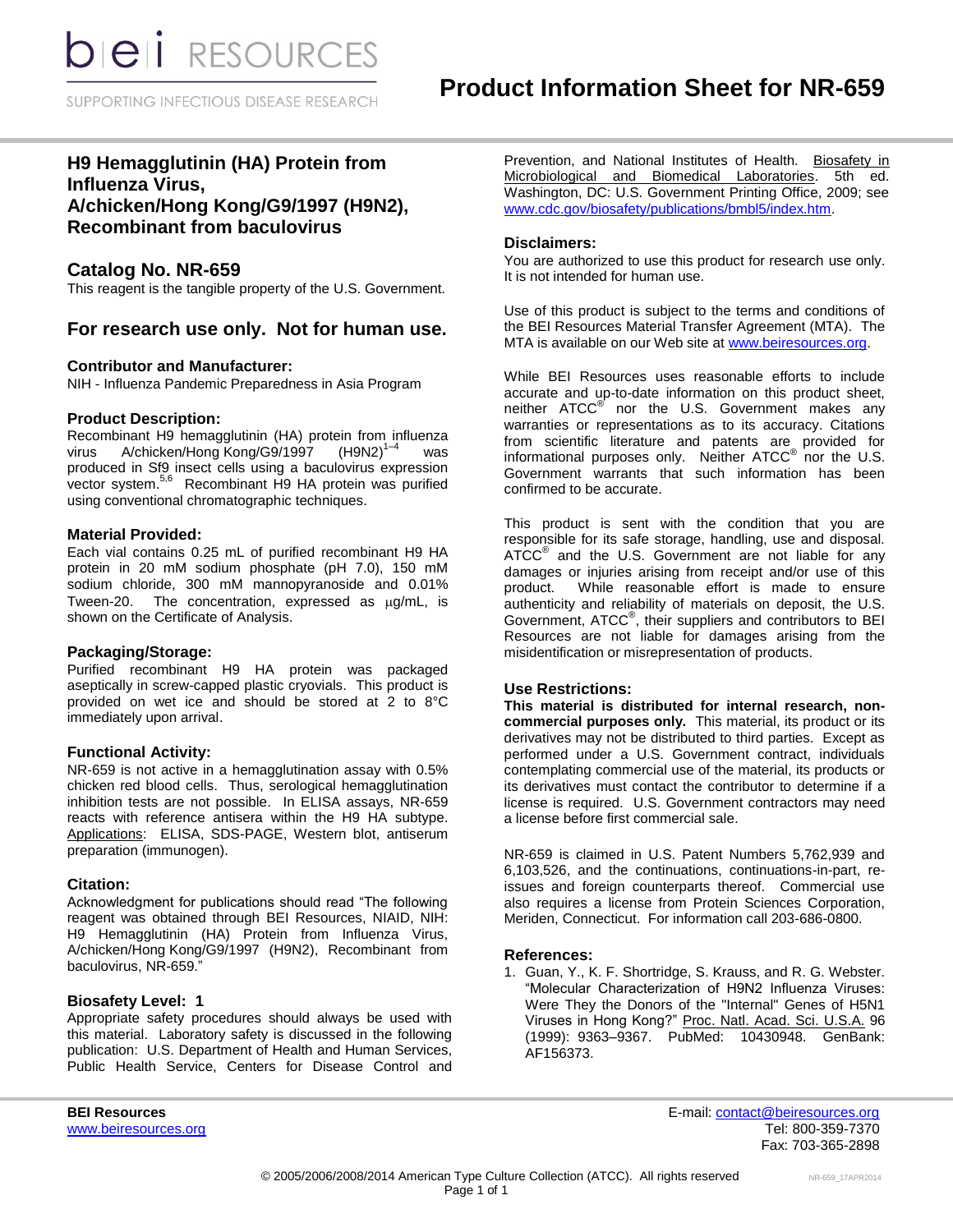# Product Information Sheet for NR-659

## H9 Hemagglutinin (HA) Protein from Influenza Virus, A/chicken/Hong Kong/G9/1997 (H9N2), Recombinant from baculovirus

## Catalog No. NR-659

This reagent is the tangible property of the U.S. Government.

## For research use only. Not for human use.

### Contributor and Manufacturer:

NIH - Influenza Pandemic Preparedness in Asia Program

### Product Description:

Recombinant H9 hemagglutinin (HA) protein from influenza virus A/chicken/Hong Kong/G9/1997 (H9N2)[1–4] was produced in Sf9 insect cells using a baculovirus expression vector system.[5,6] Recombinant H9 HA protein was purified using conventional chromatographic techniques.

### Material Provided:

Each vial contains 0.25 mL of purified recombinant H9 HA protein in 20 mM sodium phosphate (pH 7.0), 150 mM sodium chloride, 300 mM mannopyranoside and 0.01% Tween-20. The concentration, expressed as µg/mL, is shown on the Certificate of Analysis.

### Packaging/Storage:

Purified recombinant H9 HA protein was packaged aseptically in screw-capped plastic cryovials. This product is provided on wet ice and should be stored at 2 to 8°C immediately upon arrival.

### Functional Activity:

NR-659 is not active in a hemagglutination assay with 0.5% chicken red blood cells. Thus, serological hemagglutination inhibition tests are not possible. In ELISA assays, NR-659 reacts with reference antisera within the H9 HA subtype. Applications: ELISA, SDS-PAGE, Western blot, antiserum preparation (immunogen).

### Citation:

Acknowledgment for publications should read "The following reagent was obtained through BEI Resources, NIAID, NIH: H9 Hemagglutinin (HA) Protein from Influenza Virus, A/chicken/Hong Kong/G9/1997 (H9N2), Recombinant from baculovirus, NR-659."

### Biosafety Level: 1

Appropriate safety procedures should always be used with this material. Laboratory safety is discussed in the following publication: U.S. Department of Health and Human Services, Public Health Service, Centers for Disease Control and Prevention, and National Institutes of Health. Biosafety in Microbiological and Biomedical Laboratories. 5th ed. Washington, DC: U.S. Government Printing Office, 2009; see www.cdc.gov/biosafety/publications/bmbl5/index.htm.

### Disclaimers:

You are authorized to use this product for research use only. It is not intended for human use.

Use of this product is subject to the terms and conditions of the BEI Resources Material Transfer Agreement (MTA). The MTA is available on our Web site at www.beiresources.org.

While BEI Resources uses reasonable efforts to include accurate and up-to-date information on this product sheet, neither ATCC® nor the U.S. Government makes any warranties or representations as to its accuracy. Citations from scientific literature and patents are provided for informational purposes only. Neither ATCC® nor the U.S. Government warrants that such information has been confirmed to be accurate.

This product is sent with the condition that you are responsible for its safe storage, handling, use and disposal. ATCC® and the U.S. Government are not liable for any damages or injuries arising from receipt and/or use of this product. While reasonable effort is made to ensure authenticity and reliability of materials on deposit, the U.S. Government, ATCC®, their suppliers and contributors to BEI Resources are not liable for damages arising from the misidentification or misrepresentation of products.

### Use Restrictions:

**This material is distributed for internal research, non-commercial purposes only.** This material, its product or its derivatives may not be distributed to third parties. Except as performed under a U.S. Government contract, individuals contemplating commercial use of the material, its products or its derivatives must contact the contributor to determine if a license is required. U.S. Government contractors may need a license before first commercial sale.

NR-659 is claimed in U.S. Patent Numbers 5,762,939 and 6,103,526, and the continuations, continuations-in-part, re-issues and foreign counterparts thereof. Commercial use also requires a license from Protein Sciences Corporation, Meriden, Connecticut. For information call 203-686-0800.

### References:

1. Guan, Y., K. F. Shortridge, S. Krauss, and R. G. Webster. "Molecular Characterization of H9N2 Influenza Viruses: Were They the Donors of the "Internal" Genes of H5N1 Viruses in Hong Kong?" Proc. Natl. Acad. Sci. U.S.A. 96 (1999): 9363–9367. PubMed: 10430948. GenBank: AF156373.

**BEI Resources**
www.beiresources.org

E-mail: contact@beiresources.org
Tel: 800-359-7370
Fax: 703-365-2898

© 2005/2006/2008/2014 American Type Culture Collection (ATCC). All rights reserved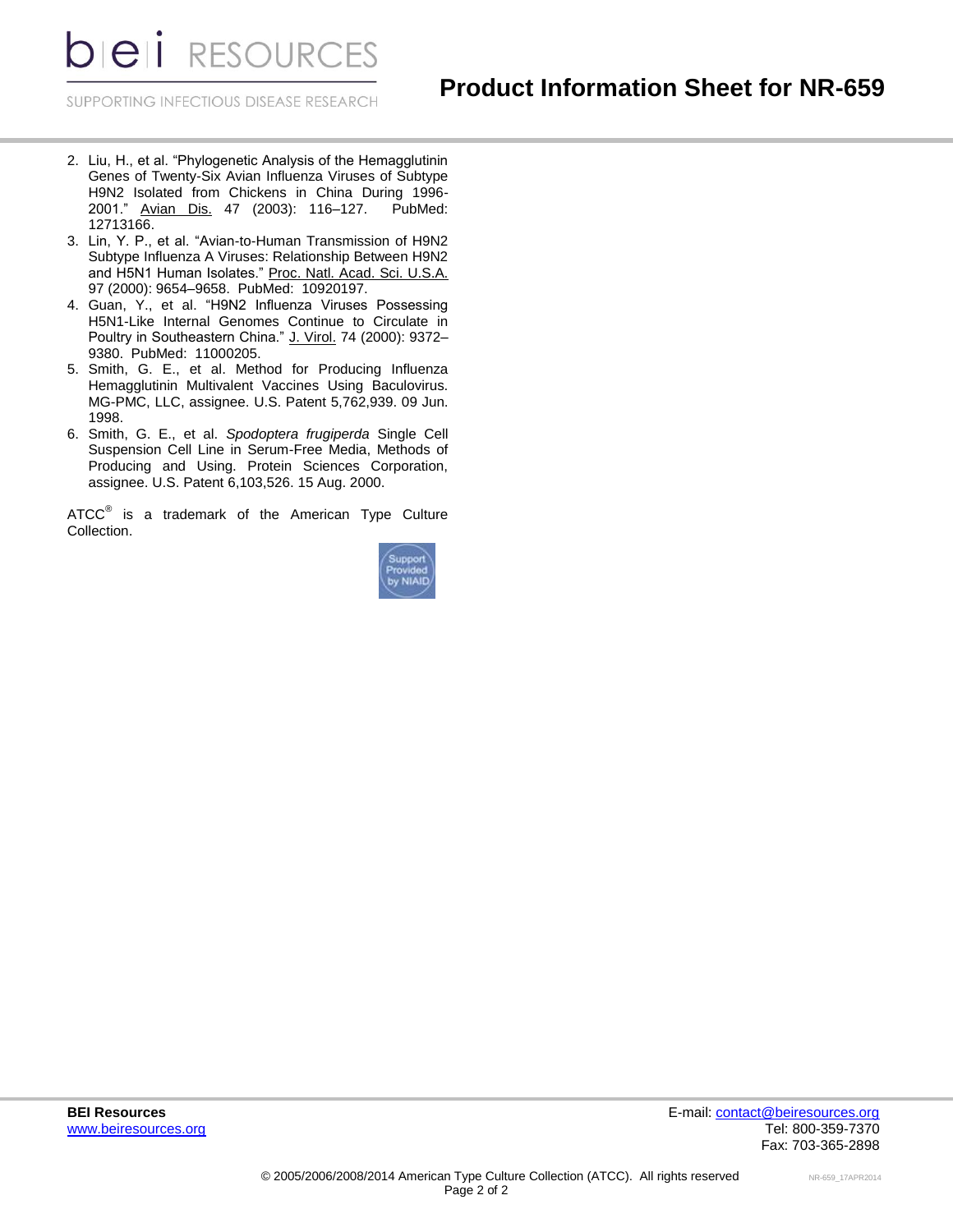2. Liu, H., et al. "Phylogenetic Analysis of the Hemagglutinin Genes of Twenty-Six Avian Influenza Viruses of Subtype H9N2 Isolated from Chickens in China During 1996-2001." Avian Dis. 47 (2003): 116–127. PubMed: 12713166.
3. Lin, Y. P., et al. "Avian-to-Human Transmission of H9N2 Subtype Influenza A Viruses: Relationship Between H9N2 and H5N1 Human Isolates." Proc. Natl. Acad. Sci. U.S.A. 97 (2000): 9654–9658. PubMed: 10920197.
4. Guan, Y., et al. "H9N2 Influenza Viruses Possessing H5N1-Like Internal Genomes Continue to Circulate in Poultry in Southeastern China." J. Virol. 74 (2000): 9372–9380. PubMed: 11000205.
5. Smith, G. E., et al. Method for Producing Influenza Hemagglutinin Multivalent Vaccines Using Baculovirus. MG-PMC, LLC, assignee. U.S. Patent 5,762,939. 09 Jun. 1998.
6. Smith, G. E., et al. *Spodoptera frugiperda* Single Cell Suspension Cell Line in Serum-Free Media, Methods of Producing and Using. Protein Sciences Corporation, assignee. U.S. Patent 6,103,526. 15 Aug. 2000.

ATCC® is a trademark of the American Type Culture Collection.

Support Provided by NIAID

**BEI Resources**
www.beiresources.org

E-mail: contact@beiresources.org
Tel: 800-359-7370
Fax: 703-365-2898

© 2005/2006/2008/2014 American Type Culture Collection (ATCC). All rights reserved

NR-659_17APR2014